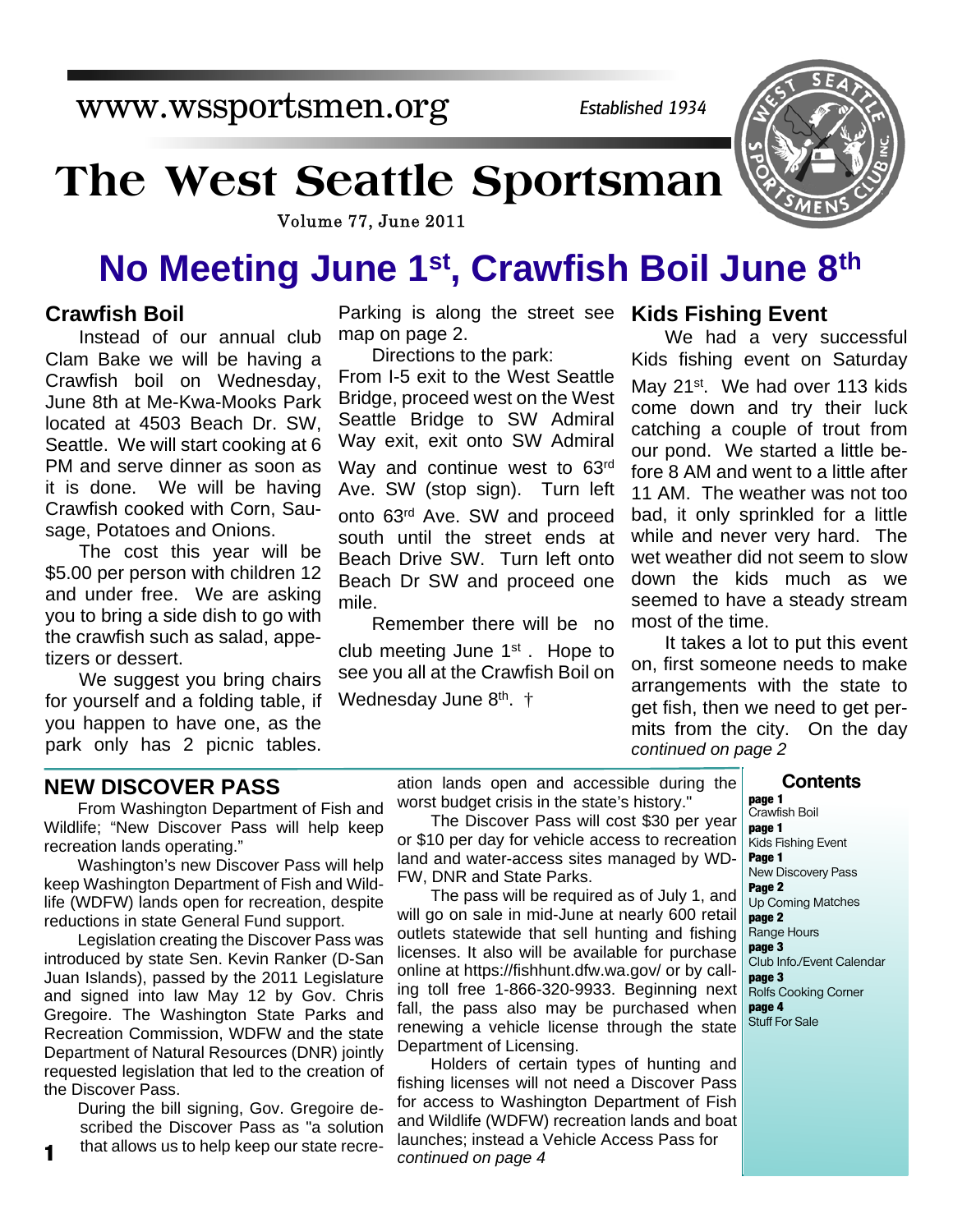www.wssportsmen.org

*Established 1934*

# The West Seattle Sportsman

Volume 77, June 2011

# No Meeting June 1st, Crawfish Boil June 8th

## Crawfish Boil

Instead of our annual club Clam Bake we will be having a Crawfish boil on Wednesday, June 8th at Me-Kwa-Mooks Park located at 4503 Beach Dr. SW, Seattle. We will start cooking at 6 PM and serve dinner as soon as it is done. We will be having Crawfish cooked with Corn, Sausage, Potatoes and Onions.

The cost this year will be $5.00 per person with children 12 and under free. We are asking you to bring a side dish to go with the crawfish such as salad, appetizers or dessert.

We suggest you bring chairs for yourself and a folding table, if you happen to have one, as the park only has 2 picnic tables. Parking is along the street see map on page 2.

Directions to the park:
From I-5 exit to the West Seattle Bridge, proceed west on the West Seattle Bridge to SW Admiral Way exit, exit onto SW Admiral Way and continue west to 63rd Ave. SW (stop sign). Turn left onto 63rd Ave. SW and proceed south until the street ends at Beach Drive SW. Turn left onto Beach Dr SW and proceed one mile.

Remember there will be no club meeting June 1st. Hope to see you all at the Crawfish Boil on Wednesday June 8th. †

## Kids Fishing Event

We had a very successful Kids fishing event on Saturday May 21st. We had over 113 kids come down and try their luck catching a couple of trout from our pond. We started a little before 8 AM and went to a little after 11 AM. The weather was not too bad, it only sprinkled for a little while and never very hard. The wet weather did not seem to slow down the kids much as we seemed to have a steady stream most of the time.

It takes a lot to put this event on, first someone needs to make arrangements with the state to get fish, then we need to get permits from the city. On the day

*continued on page 2*

## NEW DISCOVER PASS

From Washington Department of Fish and Wildlife; "New Discover Pass will help keep recreation lands operating."

Washington's new Discover Pass will help keep Washington Department of Fish and Wildlife (WDFW) lands open for recreation, despite reductions in state General Fund support.

Legislation creating the Discover Pass was introduced by state Sen. Kevin Ranker (D-San Juan Islands), passed by the 2011 Legislature and signed into law May 12 by Gov. Chris Gregoire. The Washington State Parks and Recreation Commission, WDFW and the state Department of Natural Resources (DNR) jointly requested legislation that led to the creation of the Discover Pass.

During the bill signing, Gov. Gregoire described the Discover Pass as "a solution that allows us to help keep our state recreation lands open and accessible during the worst budget crisis in the state's history."

The Discover Pass will cost $30 per year or $10 per day for vehicle access to recreation land and water-access sites managed by WDFW, DNR and State Parks.

The pass will be required as of July 1, and will go on sale in mid-June at nearly 600 retail outlets statewide that sell hunting and fishing licenses. It also will be available for purchase online at https://fishhunt.dfw.wa.gov/ or by calling toll free 1-866-320-9933. Beginning next fall, the pass also may be purchased when renewing a vehicle license through the state Department of Licensing.

Holders of certain types of hunting and fishing licenses will not need a Discover Pass for access to Washington Department of Fish and Wildlife (WDFW) recreation lands and boat launches; instead a Vehicle Access Pass for

*continued on page 4*

### Contents

**page 1** Crawfish Boil
**page 1** Kids Fishing Event
**Page 1** New Discovery Pass
**Page 2** Up Coming Matches
**page 2** Range Hours
**page 3** Club Info./Event Calendar
**page 3** Rolfs Cooking Corner
**page 4** Stuff For Sale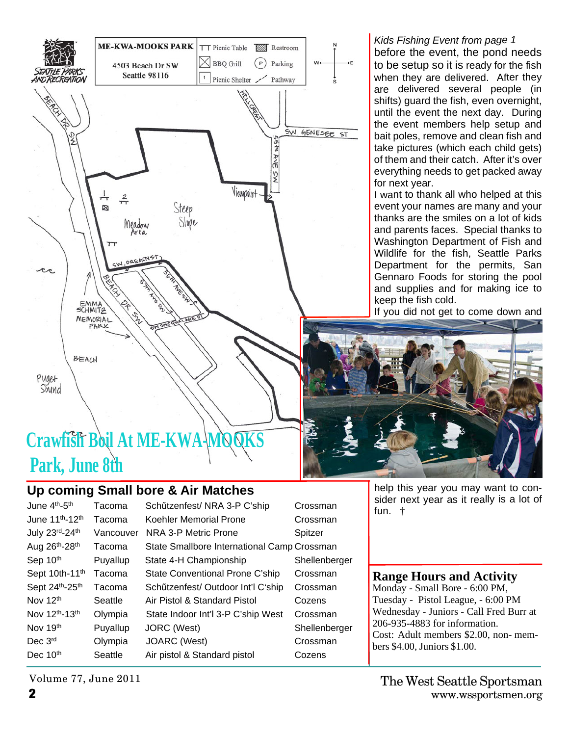ME-KWA-MOOKS PARK
4503 Beach Dr SW
Seattle 98116

## Crawfish Boil At ME-KWA-MOOKS Park, June 8th

*Kids Fishing Event from page 1*

before the event, the pond needs to be setup so it is ready for the fish when they are delivered. After they are delivered several people (in shifts) guard the fish, even overnight, until the event the next day. During the event members help setup and bait poles, remove and clean fish and take pictures (which each child gets) of them and their catch. After it's over everything needs to get packed away for next year.

I want to thank all who helped at this event your names are many and your thanks are the smiles on a lot of kids and parents faces. Special thanks to Washington Department of Fish and Wildlife for the fish, Seattle Parks Department for the permits, San Gennaro Foods for storing the pool and supplies and for making ice to keep the fish cold.

If you did not get to come down and help this year you may want to consider next year as it really is a lot of fun. †

## Up coming Small bore & Air Matches

| | | | |
|---|---|---|---|
| June 4th-5th | Tacoma | Schűtzenfest/ NRA 3-P C'ship | Crossman |
| June 11th-12th | Tacoma | Koehler Memorial Prone | Crossman |
| July 23rd-24th | Vancouver | NRA 3-P Metric Prone | Spitzer |
| Aug 26th-28th | Tacoma | State Smallbore International Camp | Crossman |
| Sep 10th | Puyallup | State 4-H Championship | Shellenberger |
| Sept 10th-11th | Tacoma | State Conventional Prone C'ship | Crossman |
| Sept 24th-25th | Tacoma | Schűtzenfest/ Outdoor Int'l C'ship | Crossman |
| Nov 12th | Seattle | Air Pistol & Standard Pistol | Cozens |
| Nov 12th-13th | Olympia | State Indoor Int'l 3-P C'ship West | Crossman |
| Nov 19th | Puyallup | JORC (West) | Shellenberger |
| Dec 3rd | Olympia | JOARC (West) | Crossman |
| Dec 10th | Seattle | Air pistol & Standard pistol | Cozens |

## Range Hours and Activity

Monday - Small Bore - 6:00 PM,
Tuesday - Pistol League, - 6:00 PM
Wednesday - Juniors - Call Fred Burr at 206-935-4883 for information.
Cost: Adult members $2.00, non- members $4.00, Juniors $1.00.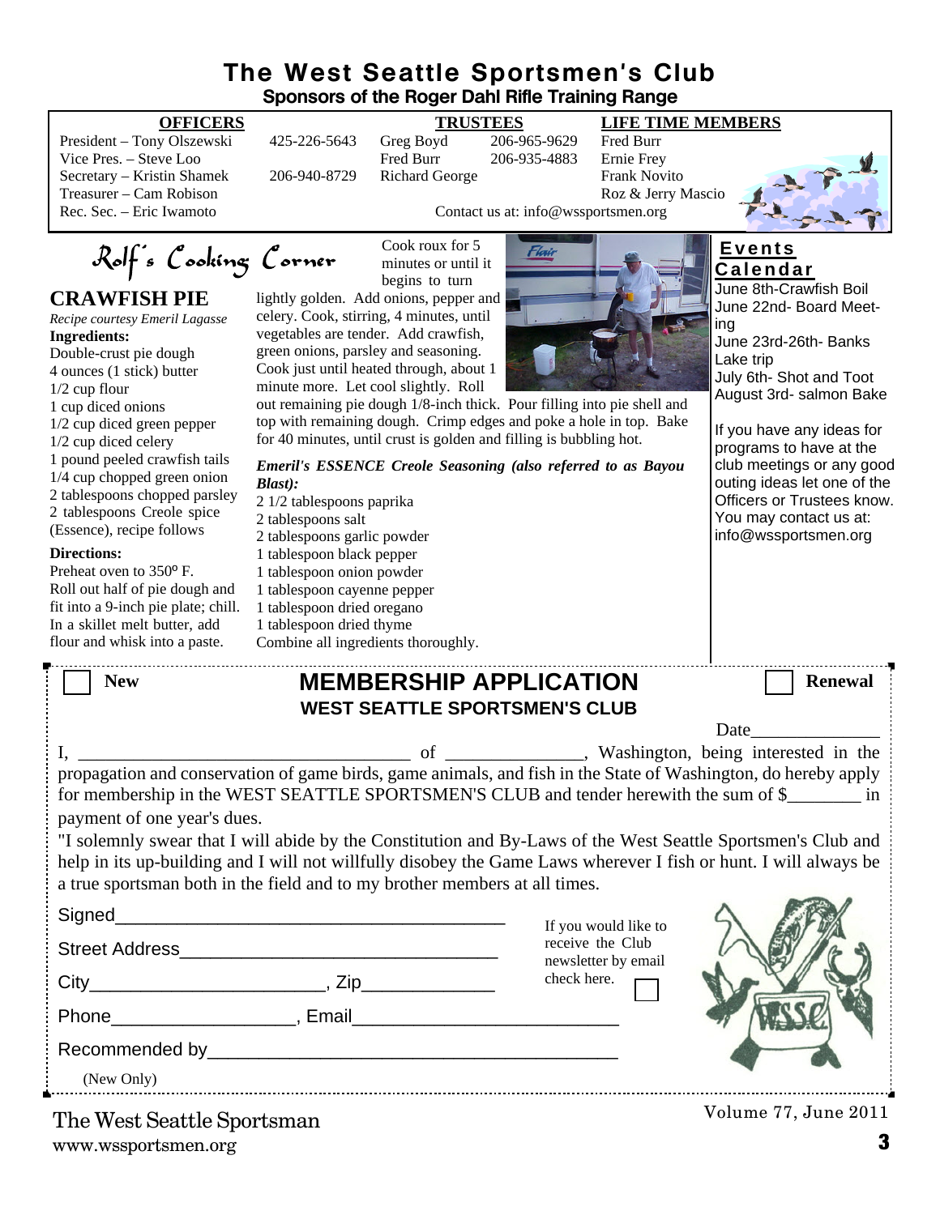# The West Seattle Sportsmen's Club

**Sponsors of the Roger Dahl Rifle Training Range**

| OFFICERS | | TRUSTEES | | LIFE TIME MEMBERS |
|---|---|---|---|---|
| President – Tony Olszewski | 425-226-5643 | Greg Boyd | 206-965-9629 | Fred Burr |
| Vice Pres. – Steve Loo | | Fred Burr | 206-935-4883 | Ernie Frey |
| Secretary – Kristin Shamek | 206-940-8729 | Richard George | | Frank Novito |
| Treasurer – Cam Robison | | | | Roz & Jerry Mascio |
| Rec. Sec. – Eric Iwamoto | | | | |

Contact us at: info@wssportsmen.org

## Rolf's Cooking Corner

### CRAWFISH PIE

*Recipe courtesy Emeril Lagasse*

**Ingredients:**

Double-crust pie dough
4 ounces (1 stick) butter
1/2 cup flour
1 cup diced onions
1/2 cup diced green pepper
1/2 cup diced celery
1 pound peeled crawfish tails
1/4 cup chopped green onion
2 tablespoons chopped parsley
2 tablespoons Creole spice (Essence), recipe follows

**Directions:**

Preheat oven to 350º F.
Roll out half of pie dough and fit into a 9-inch pie plate; chill. In a skillet melt butter, add flour and whisk into a paste. Cook roux for 5 minutes or until it begins to turn lightly golden. Add onions, pepper and celery. Cook, stirring, 4 minutes, until vegetables are tender. Add crawfish, green onions, parsley and seasoning. Cook just until heated through, about 1 minute more. Let cool slightly. Roll out remaining pie dough 1/8-inch thick. Pour filling into pie shell and top with remaining dough. Crimp edges and poke a hole in top. Bake for 40 minutes, until crust is golden and filling is bubbling hot.

***Emeril's ESSENCE Creole Seasoning (also referred to as Bayou Blast):***

2 1/2 tablespoons paprika
2 tablespoons salt
2 tablespoons garlic powder
1 tablespoon black pepper
1 tablespoon onion powder
1 tablespoon cayenne pepper
1 tablespoon dried oregano
1 tablespoon dried thyme
Combine all ingredients thoroughly.

## Events Calendar

June 8th-Crawfish Boil
June 22nd- Board Meeting
June 23rd-26th- Banks Lake trip
July 6th- Shot and Toot
August 3rd- salmon Bake

If you have any ideas for programs to have at the club meetings or any good outing ideas let one of the Officers or Trustees know. You may contact us at: info@wssportsmen.org

---

☐ **New** ☐ **Renewal**

## MEMBERSHIP APPLICATION

**WEST SEATTLE SPORTSMEN'S CLUB**

Date______________

I, ___________________________________ of _______________, Washington, being interested in the propagation and conservation of game birds, game animals, and fish in the State of Washington, do hereby apply for membership in the WEST SEATTLE SPORTSMEN'S CLUB and tender herewith the sum of $________ in payment of one year's dues.

"I solemnly swear that I will abide by the Constitution and By-Laws of the West Seattle Sportsmen's Club and help in its up-building and I will not willfully disobey the Game Laws wherever I fish or hunt. I will always be a true sportsman both in the field and to my brother members at all times.

Signed_______________________________________

Street Address________________________________

City_______________________, Zip_____________

Phone__________________, Email_________________________

Recommended by________________________________________

(New Only)

If you would like to receive the Club newsletter by email check here. ☐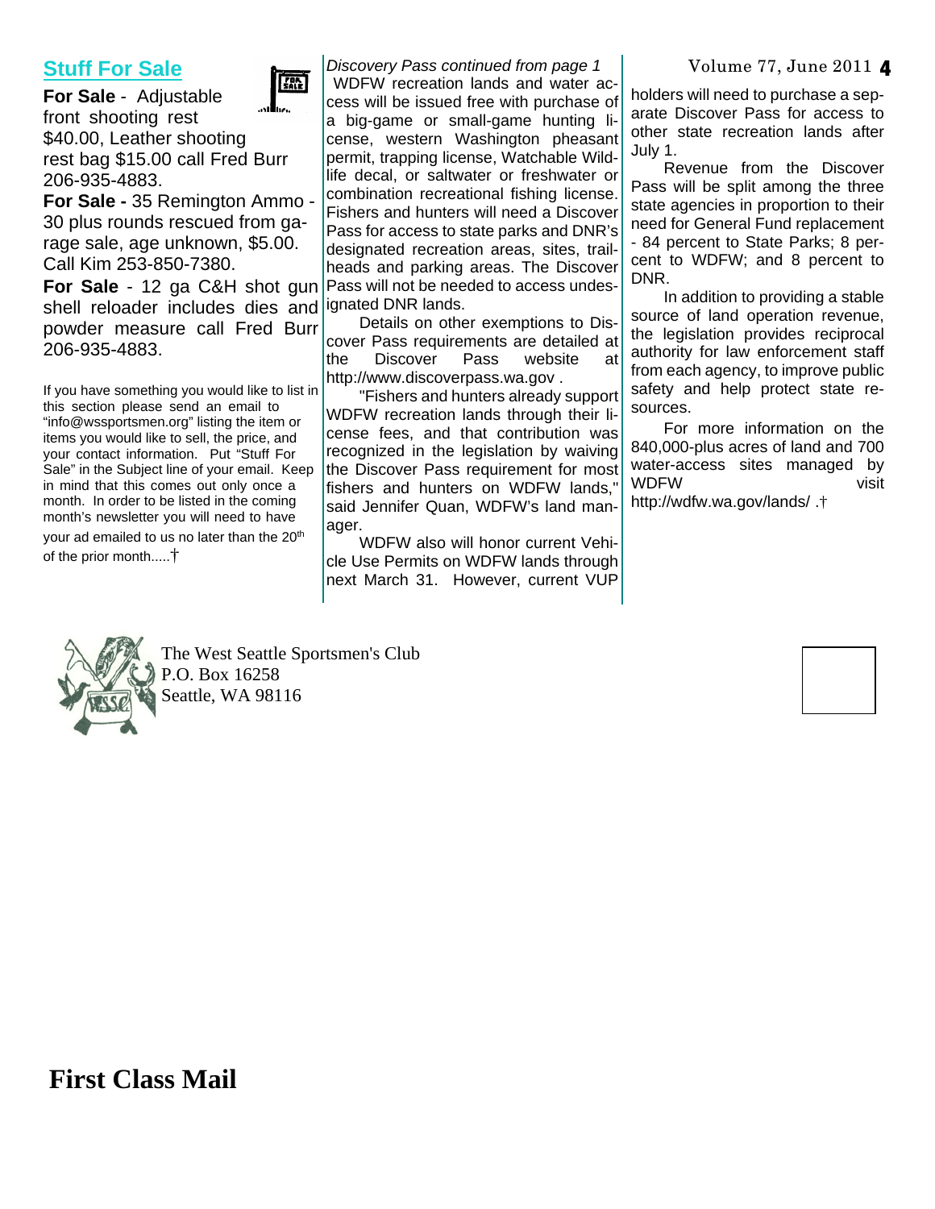## Stuff For Sale

**For Sale** - Adjustable front shooting rest $40.00, Leather shooting rest bag $15.00 call Fred Burr 206-935-4883.

**For Sale -** 35 Remington Ammo - 30 plus rounds rescued from garage sale, age unknown, $5.00. Call Kim 253-850-7380.

**For Sale** - 12 ga C&H shot gun shell reloader includes dies and powder measure call Fred Burr 206-935-4883.

If you have something you would like to list in this section please send an email to "info@wssportsmen.org" listing the item or items you would like to sell, the price, and your contact information. Put "Stuff For Sale" in the Subject line of your email. Keep in mind that this comes out only once a month. In order to be listed in the coming month's newsletter you will need to have your ad emailed to us no later than the 20th of the prior month.....†

*Discovery Pass continued from page 1*

WDFW recreation lands and water access will be issued free with purchase of a big-game or small-game hunting license, western Washington pheasant permit, trapping license, Watchable Wildlife decal, or saltwater or freshwater or combination recreational fishing license. Fishers and hunters will need a Discover Pass for access to state parks and DNR's designated recreation areas, sites, trailheads and parking areas. The Discover Pass will not be needed to access undesignated DNR lands.

Details on other exemptions to Discover Pass requirements are detailed at the Discover Pass website at http://www.discoverpass.wa.gov .

"Fishers and hunters already support WDFW recreation lands through their license fees, and that contribution was recognized in the legislation by waiving the Discover Pass requirement for most fishers and hunters on WDFW lands," said Jennifer Quan, WDFW's land manager.

WDFW also will honor current Vehicle Use Permits on WDFW lands through next March 31. However, current VUP holders will need to purchase a separate Discover Pass for access to other state recreation lands after July 1.

Revenue from the Discover Pass will be split among the three state agencies in proportion to their need for General Fund replacement - 84 percent to State Parks; 8 percent to WDFW; and 8 percent to DNR.

In addition to providing a stable source of land operation revenue, the legislation provides reciprocal authority for law enforcement staff from each agency, to improve public safety and help protect state resources.

For more information on the 840,000-plus acres of land and 700 water-access sites managed by WDFW visit http://wdfw.wa.gov/lands/ .†

The West Seattle Sportsmen's Club
P.O. Box 16258
Seattle, WA 98116

**First Class Mail**